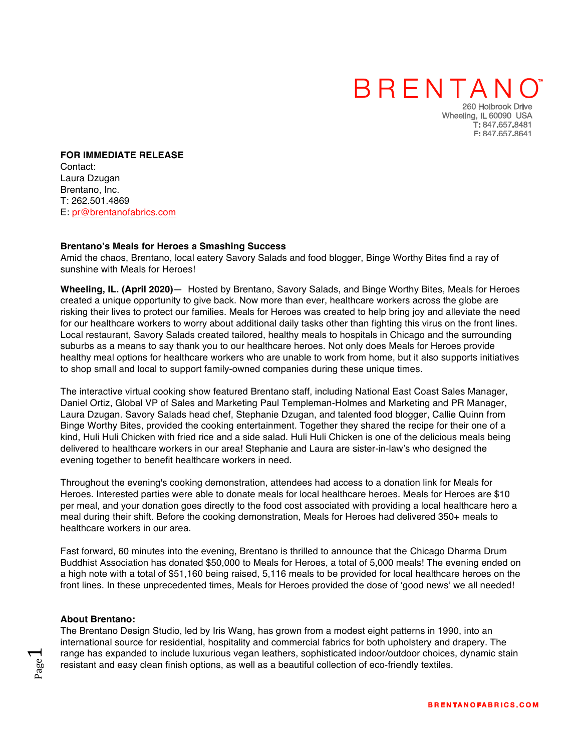# BRENTANO™

260 Holbrook Drive
Wheeling, IL 60090 USA
**T:** 847.657.8481
**F:** 847.657.8641

**FOR IMMEDIATE RELEASE**
Contact:
Laura Dzugan
Brentano, Inc.
T: 262.501.4869
E: pr@brentanofabrics.com

**Brentano's Meals for Heroes a Smashing Success**
Amid the chaos, Brentano, local eatery Savory Salads and food blogger, Binge Worthy Bites find a ray of sunshine with Meals for Heroes!

**Wheeling, IL. (April 2020)**— Hosted by Brentano, Savory Salads, and Binge Worthy Bites, Meals for Heroes created a unique opportunity to give back. Now more than ever, healthcare workers across the globe are risking their lives to protect our families. Meals for Heroes was created to help bring joy and alleviate the need for our healthcare workers to worry about additional daily tasks other than fighting this virus on the front lines. Local restaurant, Savory Salads created tailored, healthy meals to hospitals in Chicago and the surrounding suburbs as a means to say thank you to our healthcare heroes. Not only does Meals for Heroes provide healthy meal options for healthcare workers who are unable to work from home, but it also supports initiatives to shop small and local to support family-owned companies during these unique times.

The interactive virtual cooking show featured Brentano staff, including National East Coast Sales Manager, Daniel Ortiz, Global VP of Sales and Marketing Paul Templeman-Holmes and Marketing and PR Manager, Laura Dzugan. Savory Salads head chef, Stephanie Dzugan, and talented food blogger, Callie Quinn from Binge Worthy Bites, provided the cooking entertainment. Together they shared the recipe for their one of a kind, Huli Huli Chicken with fried rice and a side salad. Huli Huli Chicken is one of the delicious meals being delivered to healthcare workers in our area! Stephanie and Laura are sister-in-law's who designed the evening together to benefit healthcare workers in need.

Throughout the evening's cooking demonstration, attendees had access to a donation link for Meals for Heroes. Interested parties were able to donate meals for local healthcare heroes. Meals for Heroes are $10 per meal, and your donation goes directly to the food cost associated with providing a local healthcare hero a meal during their shift. Before the cooking demonstration, Meals for Heroes had delivered 350+ meals to healthcare workers in our area.

Fast forward, 60 minutes into the evening, Brentano is thrilled to announce that the Chicago Dharma Drum Buddhist Association has donated $50,000 to Meals for Heroes, a total of 5,000 meals! The evening ended on a high note with a total of $51,160 being raised, 5,116 meals to be provided for local healthcare heroes on the front lines. In these unprecedented times, Meals for Heroes provided the dose of 'good news' we all needed!

**About Brentano:**
The Brentano Design Studio, led by Iris Wang, has grown from a modest eight patterns in 1990, into an international source for residential, hospitality and commercial fabrics for both upholstery and drapery. The range has expanded to include luxurious vegan leathers, sophisticated indoor/outdoor choices, dynamic stain resistant and easy clean finish options, as well as a beautiful collection of eco-friendly textiles.

BRENTANOFABRICS.COM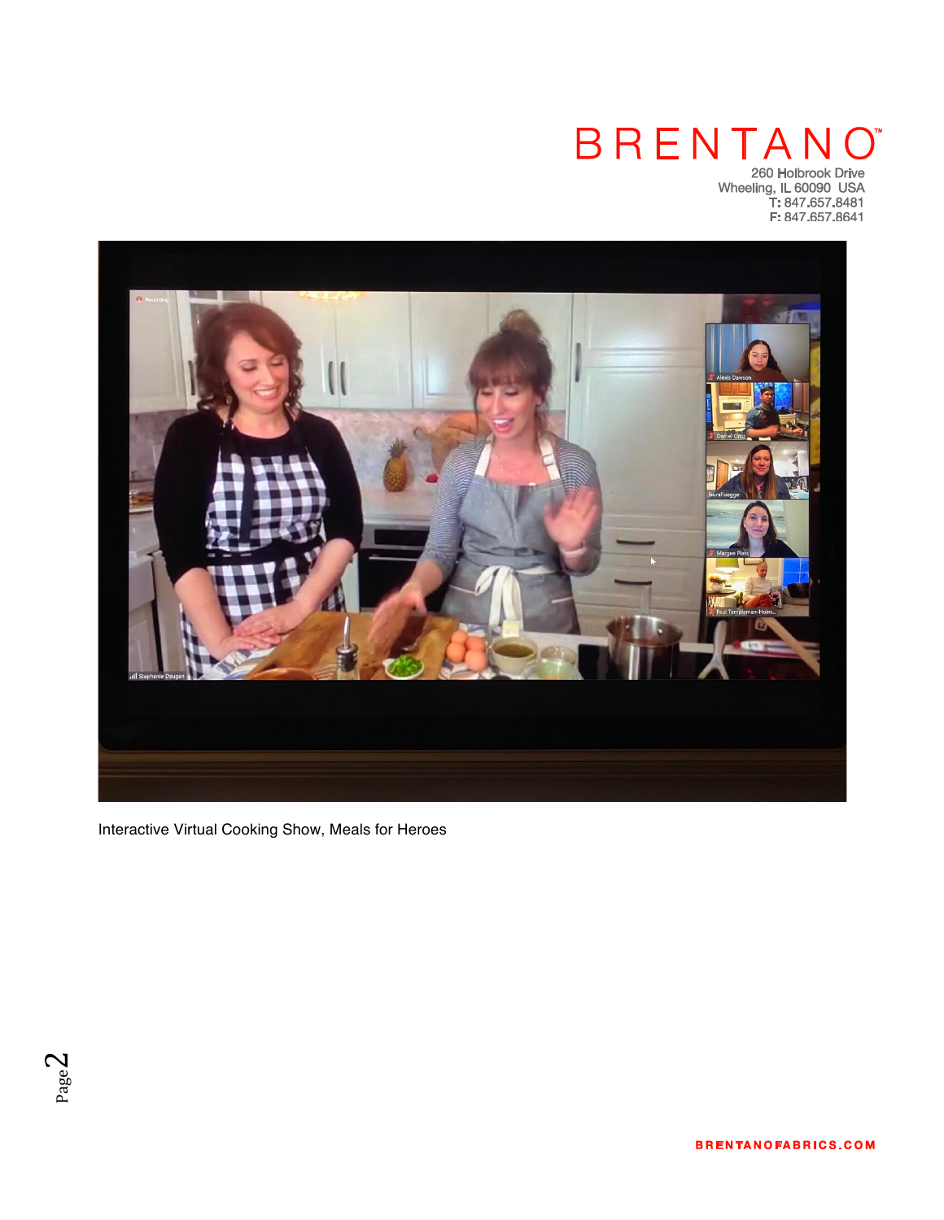BRENTANO™

260 Holbrook Drive
Wheeling, IL 60090 USA
T: 847.657.8481
F: 847.657.8641

Interactive Virtual Cooking Show, Meals for Heroes

BRENTANOFABRICS.COM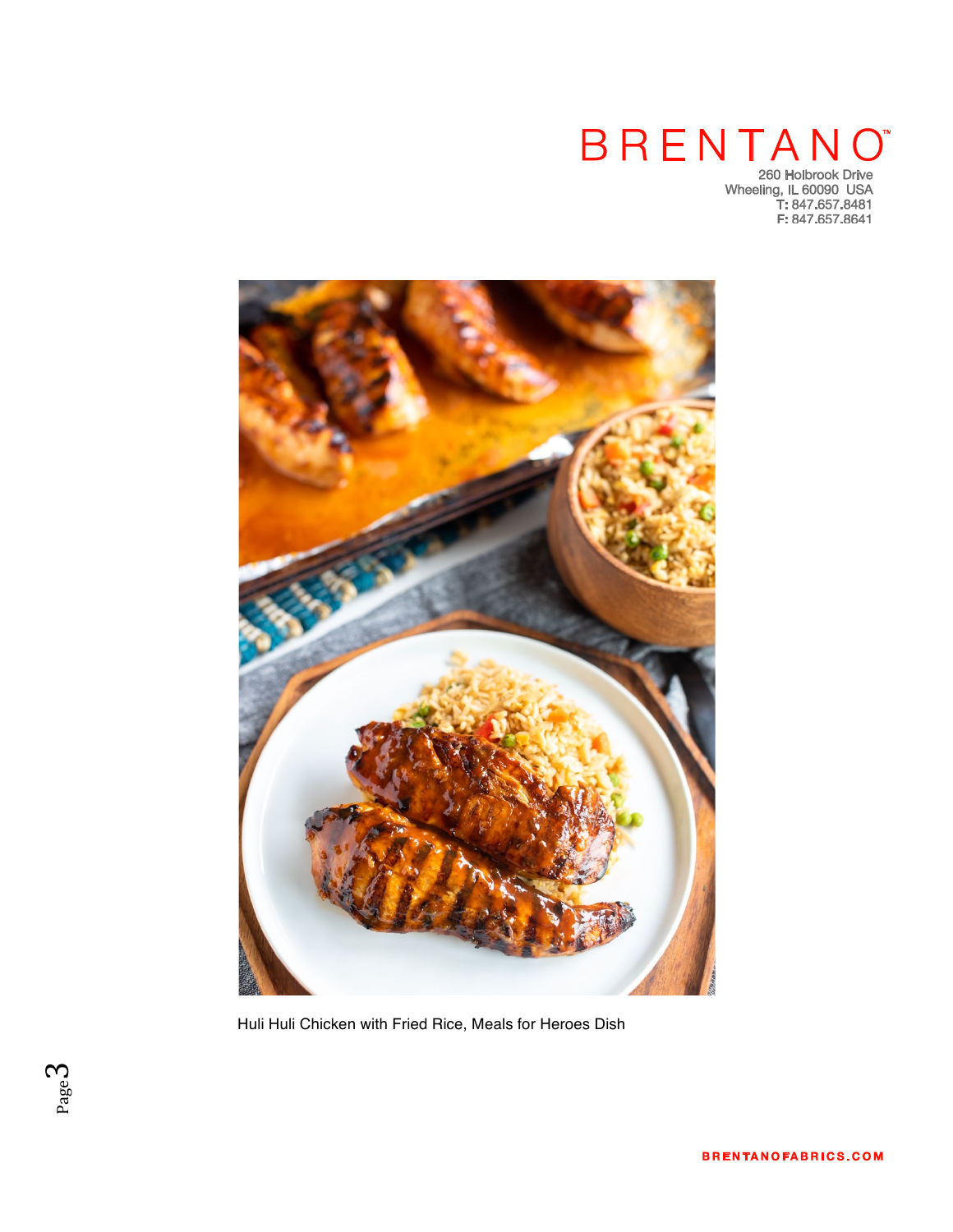BRENTANO™

260 Holbrook Drive
Wheeling, IL 60090 USA
T: 847.657.8481
F: 847.657.8641

Huli Huli Chicken with Fried Rice, Meals for Heroes Dish

BRENTANOFABRICS.COM